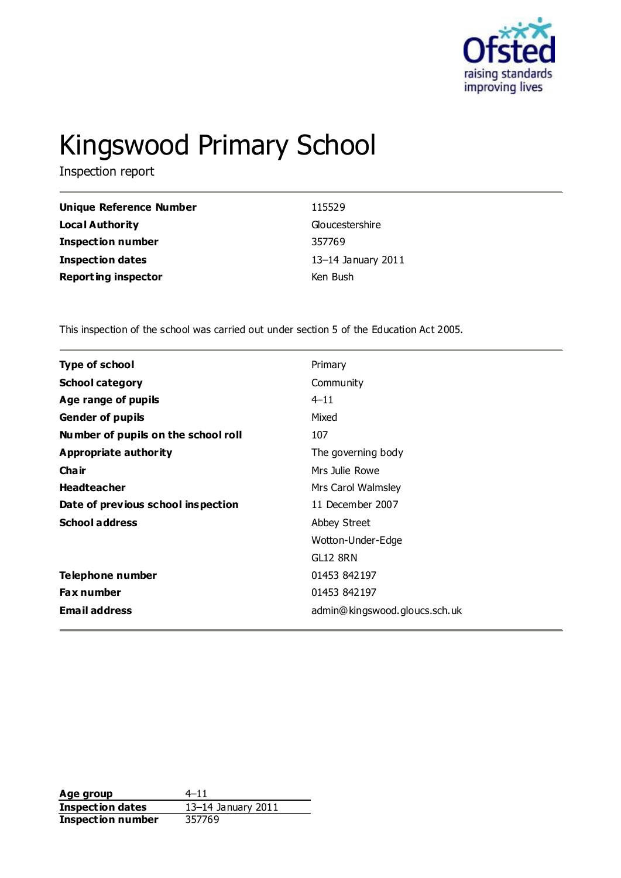Ofsted
raising standards
improving lives

# Kingswood Primary School

Inspection report

| | |
|---|---|
| **Unique Reference Number** | 115529 |
| **Local Authority** | Gloucestershire |
| **Inspection number** | 357769 |
| **Inspection dates** | 13–14 January 2011 |
| **Reporting inspector** | Ken Bush |

This inspection of the school was carried out under section 5 of the Education Act 2005.

| | |
|---|---|
| **Type of school** | Primary |
| **School category** | Community |
| **Age range of pupils** | 4–11 |
| **Gender of pupils** | Mixed |
| **Number of pupils on the school roll** | 107 |
| **Appropriate authority** | The governing body |
| **Chair** | Mrs Julie Rowe |
| **Headteacher** | Mrs Carol Walmsley |
| **Date of previous school inspection** | 11 December 2007 |
| **School address** | Abbey Street<br>Wotton-Under-Edge<br>GL12 8RN |
| **Telephone number** | 01453 842197 |
| **Fax number** | 01453 842197 |
| **Email address** | admin@kingswood.gloucs.sch.uk |

| | |
|---|---|
| **Age group** | 4–11 |
| **Inspection dates** | 13–14 January 2011 |
| **Inspection number** | 357769 |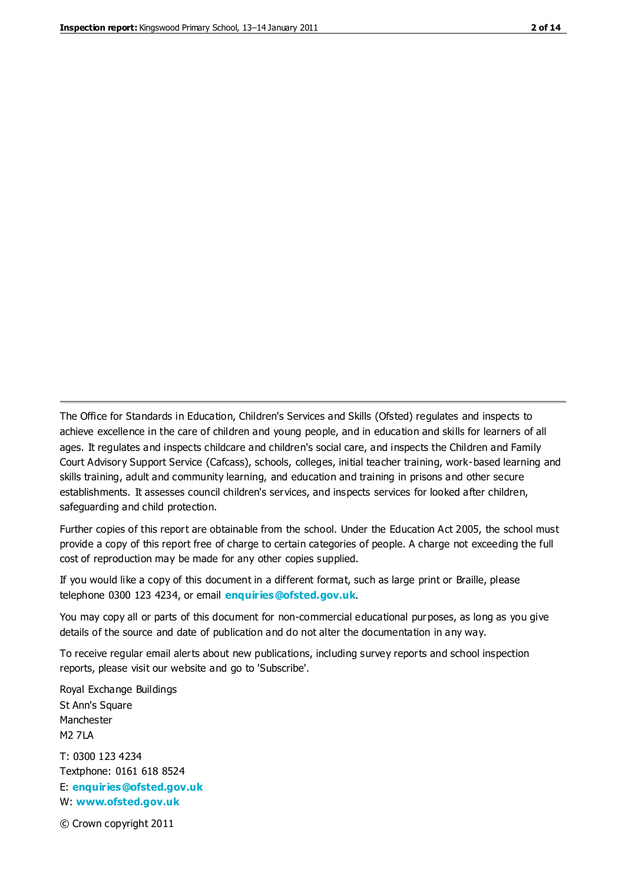The Office for Standards in Education, Children's Services and Skills (Ofsted) regulates and inspects to achieve excellence in the care of children and young people, and in education and skills for learners of all ages. It regulates and inspects childcare and children's social care, and inspects the Children and Family Court Advisory Support Service (Cafcass), schools, colleges, initial teacher training, work-based learning and skills training, adult and community learning, and education and training in prisons and other secure establishments. It assesses council children's services, and inspects services for looked after children, safeguarding and child protection.

Further copies of this report are obtainable from the school. Under the Education Act 2005, the school must provide a copy of this report free of charge to certain categories of people. A charge not exceeding the full cost of reproduction may be made for any other copies supplied.

If you would like a copy of this document in a different format, such as large print or Braille, please telephone 0300 123 4234, or email **enquiries@ofsted.gov.uk**.

You may copy all or parts of this document for non-commercial educational purposes, as long as you give details of the source and date of publication and do not alter the documentation in any way.

To receive regular email alerts about new publications, including survey reports and school inspection reports, please visit our website and go to 'Subscribe'.

Royal Exchange Buildings  
St Ann's Square  
Manchester  
M2 7LA

T: 0300 123 4234  
Textphone: 0161 618 8524  
E: **enquiries@ofsted.gov.uk**  
W: **www.ofsted.gov.uk**

© Crown copyright 2011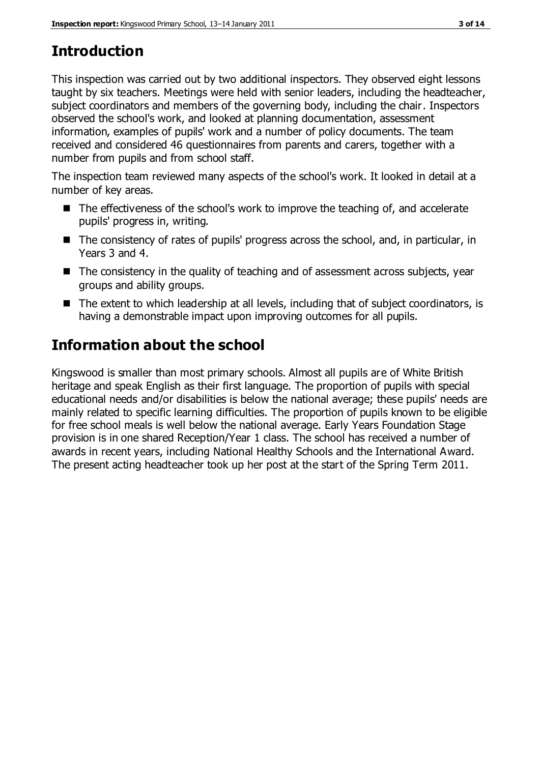# Introduction

This inspection was carried out by two additional inspectors. They observed eight lessons taught by six teachers. Meetings were held with senior leaders, including the headteacher, subject coordinators and members of the governing body, including the chair. Inspectors observed the school's work, and looked at planning documentation, assessment information, examples of pupils' work and a number of policy documents. The team received and considered 46 questionnaires from parents and carers, together with a number from pupils and from school staff.

The inspection team reviewed many aspects of the school's work. It looked in detail at a number of key areas.

- The effectiveness of the school's work to improve the teaching of, and accelerate pupils' progress in, writing.
- The consistency of rates of pupils' progress across the school, and, in particular, in Years 3 and 4.
- The consistency in the quality of teaching and of assessment across subjects, year groups and ability groups.
- The extent to which leadership at all levels, including that of subject coordinators, is having a demonstrable impact upon improving outcomes for all pupils.

# Information about the school

Kingswood is smaller than most primary schools. Almost all pupils are of White British heritage and speak English as their first language. The proportion of pupils with special educational needs and/or disabilities is below the national average; these pupils' needs are mainly related to specific learning difficulties. The proportion of pupils known to be eligible for free school meals is well below the national average. Early Years Foundation Stage provision is in one shared Reception/Year 1 class. The school has received a number of awards in recent years, including National Healthy Schools and the International Award. The present acting headteacher took up her post at the start of the Spring Term 2011.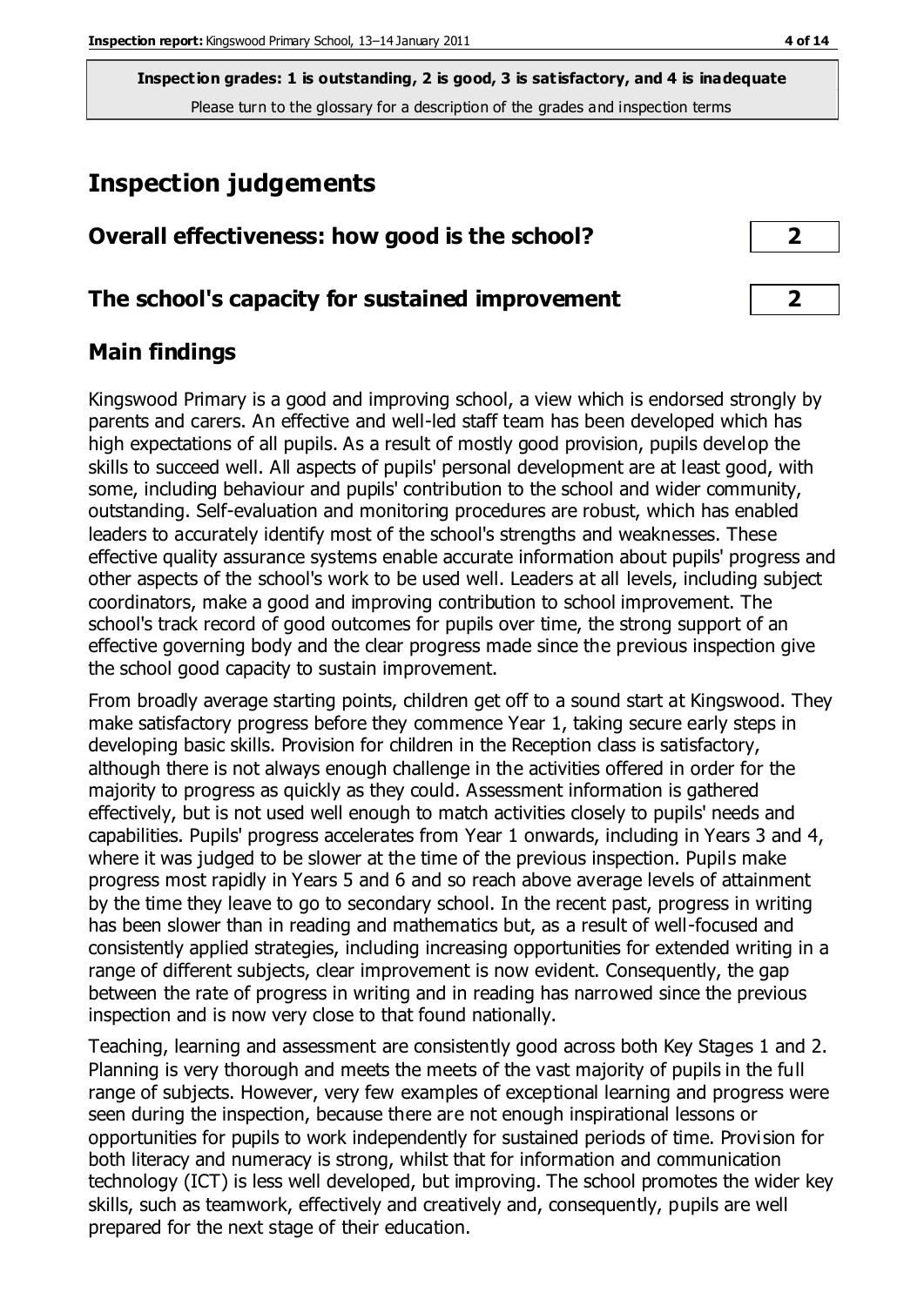**Inspection grades: 1 is outstanding, 2 is good, 3 is satisfactory, and 4 is inadequate**
Please turn to the glossary for a description of the grades and inspection terms

# Inspection judgements

## Overall effectiveness: how good is the school? **2**

## The school's capacity for sustained improvement **2**

## Main findings

Kingswood Primary is a good and improving school, a view which is endorsed strongly by parents and carers. An effective and well-led staff team has been developed which has high expectations of all pupils. As a result of mostly good provision, pupils develop the skills to succeed well. All aspects of pupils' personal development are at least good, with some, including behaviour and pupils' contribution to the school and wider community, outstanding. Self-evaluation and monitoring procedures are robust, which has enabled leaders to accurately identify most of the school's strengths and weaknesses. These effective quality assurance systems enable accurate information about pupils' progress and other aspects of the school's work to be used well. Leaders at all levels, including subject coordinators, make a good and improving contribution to school improvement. The school's track record of good outcomes for pupils over time, the strong support of an effective governing body and the clear progress made since the previous inspection give the school good capacity to sustain improvement.

From broadly average starting points, children get off to a sound start at Kingswood. They make satisfactory progress before they commence Year 1, taking secure early steps in developing basic skills. Provision for children in the Reception class is satisfactory, although there is not always enough challenge in the activities offered in order for the majority to progress as quickly as they could. Assessment information is gathered effectively, but is not used well enough to match activities closely to pupils' needs and capabilities. Pupils' progress accelerates from Year 1 onwards, including in Years 3 and 4, where it was judged to be slower at the time of the previous inspection. Pupils make progress most rapidly in Years 5 and 6 and so reach above average levels of attainment by the time they leave to go to secondary school. In the recent past, progress in writing has been slower than in reading and mathematics but, as a result of well-focused and consistently applied strategies, including increasing opportunities for extended writing in a range of different subjects, clear improvement is now evident. Consequently, the gap between the rate of progress in writing and in reading has narrowed since the previous inspection and is now very close to that found nationally.

Teaching, learning and assessment are consistently good across both Key Stages 1 and 2. Planning is very thorough and meets the meets of the vast majority of pupils in the full range of subjects. However, very few examples of exceptional learning and progress were seen during the inspection, because there are not enough inspirational lessons or opportunities for pupils to work independently for sustained periods of time. Provision for both literacy and numeracy is strong, whilst that for information and communication technology (ICT) is less well developed, but improving. The school promotes the wider key skills, such as teamwork, effectively and creatively and, consequently, pupils are well prepared for the next stage of their education.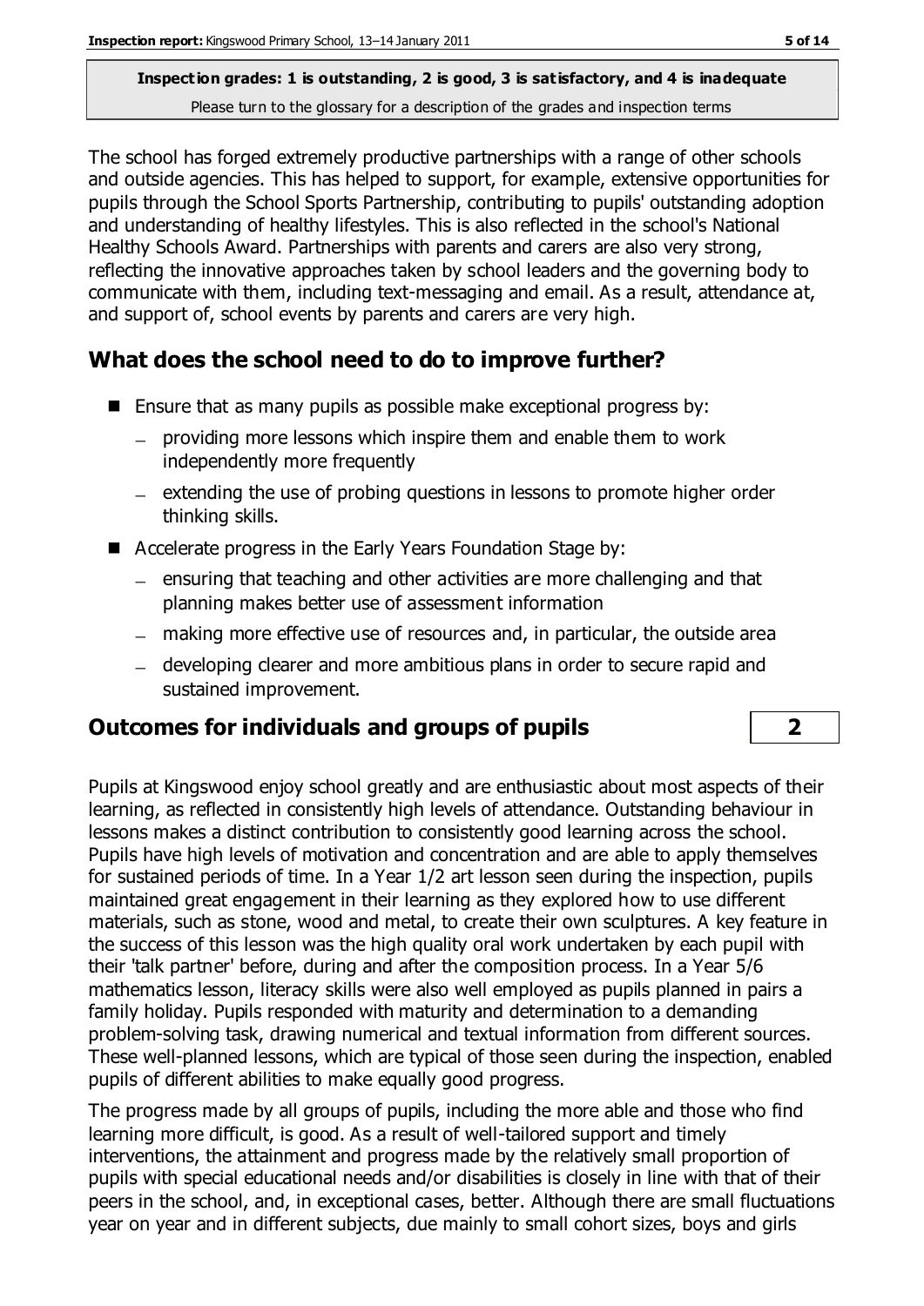**Inspection grades: 1 is outstanding, 2 is good, 3 is satisfactory, and 4 is inadequate**
Please turn to the glossary for a description of the grades and inspection terms

The school has forged extremely productive partnerships with a range of other schools and outside agencies. This has helped to support, for example, extensive opportunities for pupils through the School Sports Partnership, contributing to pupils' outstanding adoption and understanding of healthy lifestyles. This is also reflected in the school's National Healthy Schools Award. Partnerships with parents and carers are also very strong, reflecting the innovative approaches taken by school leaders and the governing body to communicate with them, including text-messaging and email. As a result, attendance at, and support of, school events by parents and carers are very high.

## What does the school need to do to improve further?

- Ensure that as many pupils as possible make exceptional progress by:
  - providing more lessons which inspire them and enable them to work independently more frequently
  - extending the use of probing questions in lessons to promote higher order thinking skills.
- Accelerate progress in the Early Years Foundation Stage by:
  - ensuring that teaching and other activities are more challenging and that planning makes better use of assessment information
  - making more effective use of resources and, in particular, the outside area
  - developing clearer and more ambitious plans in order to secure rapid and sustained improvement.

## Outcomes for individuals and groups of pupils — 2

Pupils at Kingswood enjoy school greatly and are enthusiastic about most aspects of their learning, as reflected in consistently high levels of attendance. Outstanding behaviour in lessons makes a distinct contribution to consistently good learning across the school. Pupils have high levels of motivation and concentration and are able to apply themselves for sustained periods of time. In a Year 1/2 art lesson seen during the inspection, pupils maintained great engagement in their learning as they explored how to use different materials, such as stone, wood and metal, to create their own sculptures. A key feature in the success of this lesson was the high quality oral work undertaken by each pupil with their 'talk partner' before, during and after the composition process. In a Year 5/6 mathematics lesson, literacy skills were also well employed as pupils planned in pairs a family holiday. Pupils responded with maturity and determination to a demanding problem-solving task, drawing numerical and textual information from different sources. These well-planned lessons, which are typical of those seen during the inspection, enabled pupils of different abilities to make equally good progress.

The progress made by all groups of pupils, including the more able and those who find learning more difficult, is good. As a result of well-tailored support and timely interventions, the attainment and progress made by the relatively small proportion of pupils with special educational needs and/or disabilities is closely in line with that of their peers in the school, and, in exceptional cases, better. Although there are small fluctuations year on year and in different subjects, due mainly to small cohort sizes, boys and girls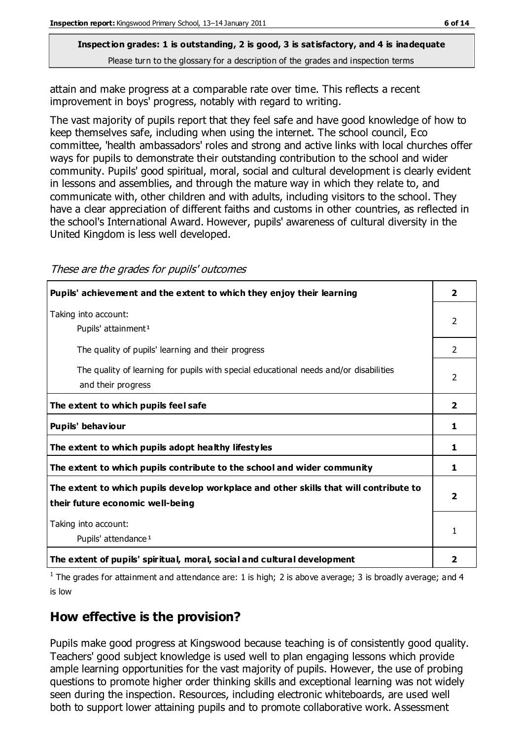attain and make progress at a comparable rate over time. This reflects a recent improvement in boys' progress, notably with regard to writing.

The vast majority of pupils report that they feel safe and have good knowledge of how to keep themselves safe, including when using the internet. The school council, Eco committee, 'health ambassadors' roles and strong and active links with local churches offer ways for pupils to demonstrate their outstanding contribution to the school and wider community. Pupils' good spiritual, moral, social and cultural development is clearly evident in lessons and assemblies, and through the mature way in which they relate to, and communicate with, other children and with adults, including visitors to the school. They have a clear appreciation of different faiths and customs in other countries, as reflected in the school's International Award. However, pupils' awareness of cultural diversity in the United Kingdom is less well developed.

*These are the grades for pupils' outcomes*

| | |
|---|---|
| **Pupils' achievement and the extent to which they enjoy their learning** | **2** |
| Taking into account: Pupils' attainment[1] | 2 |
| The quality of pupils' learning and their progress | 2 |
| The quality of learning for pupils with special educational needs and/or disabilities and their progress | 2 |
| **The extent to which pupils feel safe** | **2** |
| **Pupils' behaviour** | **1** |
| **The extent to which pupils adopt healthy lifestyles** | **1** |
| **The extent to which pupils contribute to the school and wider community** | **1** |
| **The extent to which pupils develop workplace and other skills that will contribute to their future economic well-being** | **2** |
| Taking into account: Pupils' attendance[1] | 1 |
| **The extent of pupils' spiritual, moral, social and cultural development** | **2** |

[1] The grades for attainment and attendance are: 1 is high; 2 is above average; 3 is broadly average; and 4 is low

## How effective is the provision?

Pupils make good progress at Kingswood because teaching is of consistently good quality. Teachers' good subject knowledge is used well to plan engaging lessons which provide ample learning opportunities for the vast majority of pupils. However, the use of probing questions to promote higher order thinking skills and exceptional learning was not widely seen during the inspection. Resources, including electronic whiteboards, are used well both to support lower attaining pupils and to promote collaborative work. Assessment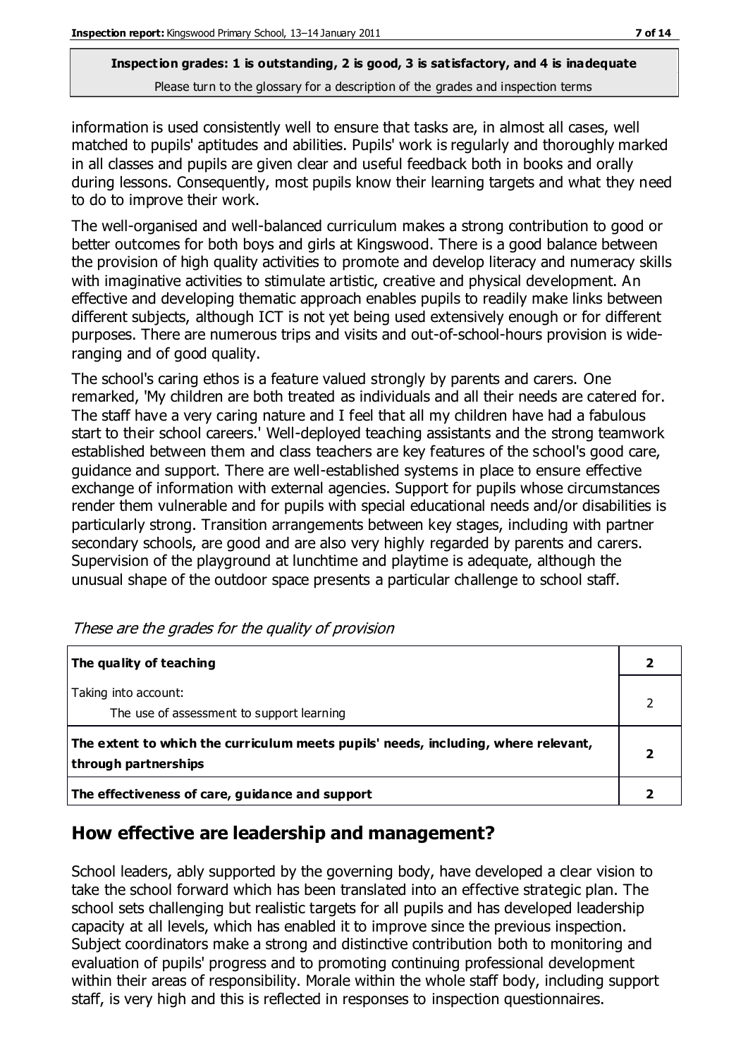information is used consistently well to ensure that tasks are, in almost all cases, well matched to pupils' aptitudes and abilities. Pupils' work is regularly and thoroughly marked in all classes and pupils are given clear and useful feedback both in books and orally during lessons. Consequently, most pupils know their learning targets and what they need to do to improve their work.

The well-organised and well-balanced curriculum makes a strong contribution to good or better outcomes for both boys and girls at Kingswood. There is a good balance between the provision of high quality activities to promote and develop literacy and numeracy skills with imaginative activities to stimulate artistic, creative and physical development. An effective and developing thematic approach enables pupils to readily make links between different subjects, although ICT is not yet being used extensively enough or for different purposes. There are numerous trips and visits and out-of-school-hours provision is wide-ranging and of good quality.

The school's caring ethos is a feature valued strongly by parents and carers. One remarked, 'My children are both treated as individuals and all their needs are catered for. The staff have a very caring nature and I feel that all my children have had a fabulous start to their school careers.' Well-deployed teaching assistants and the strong teamwork established between them and class teachers are key features of the school's good care, guidance and support. There are well-established systems in place to ensure effective exchange of information with external agencies. Support for pupils whose circumstances render them vulnerable and for pupils with special educational needs and/or disabilities is particularly strong. Transition arrangements between key stages, including with partner secondary schools, are good and are also very highly regarded by parents and carers. Supervision of the playground at lunchtime and playtime is adequate, although the unusual shape of the outdoor space presents a particular challenge to school staff.

*These are the grades for the quality of provision*

| | |
|---|---|
| **The quality of teaching** | **2** |
| Taking into account:<br>The use of assessment to support learning | 2 |
| **The extent to which the curriculum meets pupils' needs, including, where relevant, through partnerships** | **2** |
| **The effectiveness of care, guidance and support** | **2** |

## How effective are leadership and management?

School leaders, ably supported by the governing body, have developed a clear vision to take the school forward which has been translated into an effective strategic plan. The school sets challenging but realistic targets for all pupils and has developed leadership capacity at all levels, which has enabled it to improve since the previous inspection. Subject coordinators make a strong and distinctive contribution both to monitoring and evaluation of pupils' progress and to promoting continuing professional development within their areas of responsibility. Morale within the whole staff body, including support staff, is very high and this is reflected in responses to inspection questionnaires.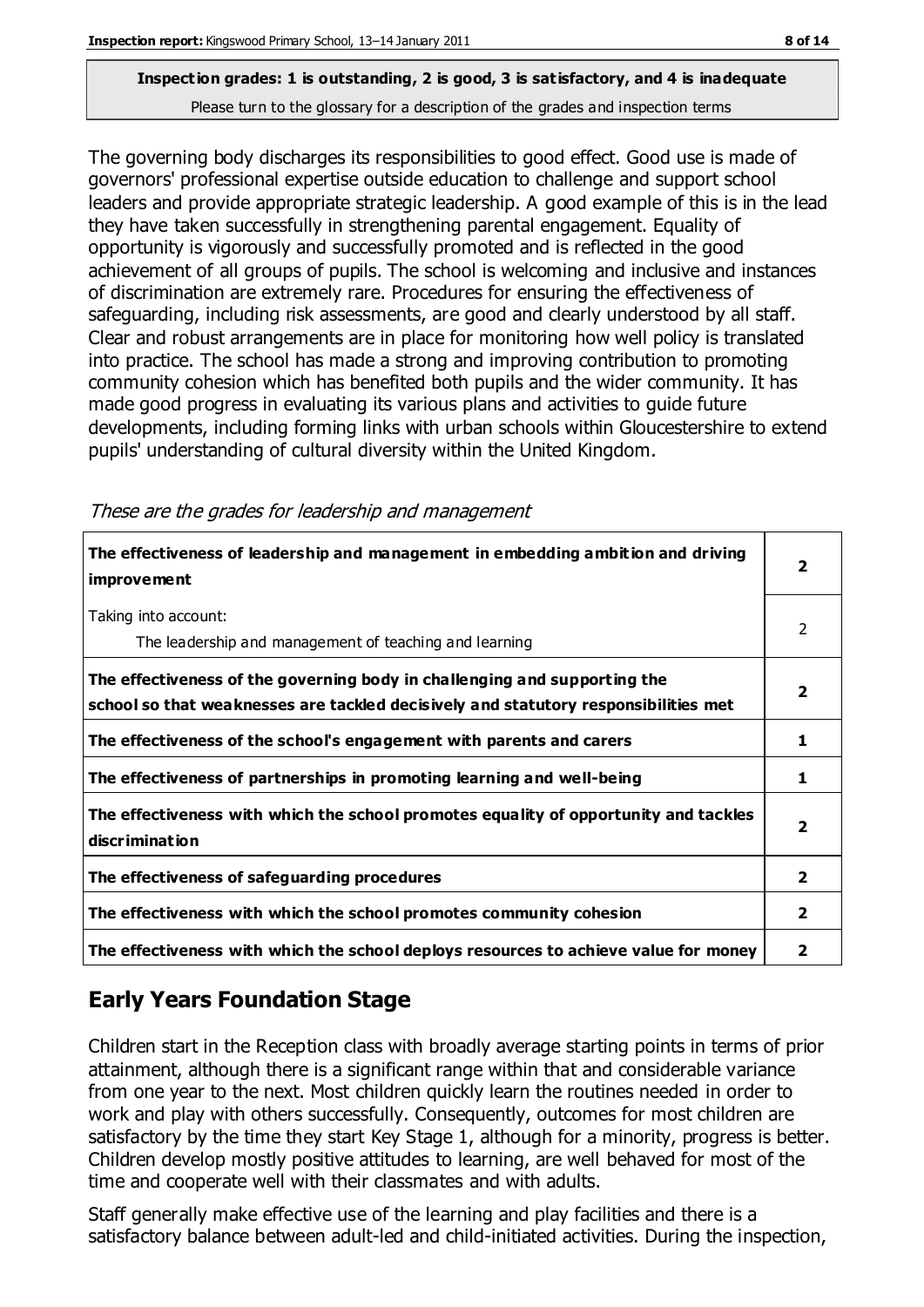**Inspection grades: 1 is outstanding, 2 is good, 3 is satisfactory, and 4 is inadequate**
Please turn to the glossary for a description of the grades and inspection terms

The governing body discharges its responsibilities to good effect. Good use is made of governors' professional expertise outside education to challenge and support school leaders and provide appropriate strategic leadership. A good example of this is in the lead they have taken successfully in strengthening parental engagement. Equality of opportunity is vigorously and successfully promoted and is reflected in the good achievement of all groups of pupils. The school is welcoming and inclusive and instances of discrimination are extremely rare. Procedures for ensuring the effectiveness of safeguarding, including risk assessments, are good and clearly understood by all staff. Clear and robust arrangements are in place for monitoring how well policy is translated into practice. The school has made a strong and improving contribution to promoting community cohesion which has benefited both pupils and the wider community. It has made good progress in evaluating its various plans and activities to guide future developments, including forming links with urban schools within Gloucestershire to extend pupils' understanding of cultural diversity within the United Kingdom.

*These are the grades for leadership and management*

| | |
|---|---|
| **The effectiveness of leadership and management in embedding ambition and driving improvement** | **2** |
| Taking into account:<br>The leadership and management of teaching and learning | 2 |
| **The effectiveness of the governing body in challenging and supporting the school so that weaknesses are tackled decisively and statutory responsibilities met** | **2** |
| **The effectiveness of the school's engagement with parents and carers** | **1** |
| **The effectiveness of partnerships in promoting learning and well-being** | **1** |
| **The effectiveness with which the school promotes equality of opportunity and tackles discrimination** | **2** |
| **The effectiveness of safeguarding procedures** | **2** |
| **The effectiveness with which the school promotes community cohesion** | **2** |
| **The effectiveness with which the school deploys resources to achieve value for money** | **2** |

## Early Years Foundation Stage

Children start in the Reception class with broadly average starting points in terms of prior attainment, although there is a significant range within that and considerable variance from one year to the next. Most children quickly learn the routines needed in order to work and play with others successfully. Consequently, outcomes for most children are satisfactory by the time they start Key Stage 1, although for a minority, progress is better. Children develop mostly positive attitudes to learning, are well behaved for most of the time and cooperate well with their classmates and with adults.

Staff generally make effective use of the learning and play facilities and there is a satisfactory balance between adult-led and child-initiated activities. During the inspection,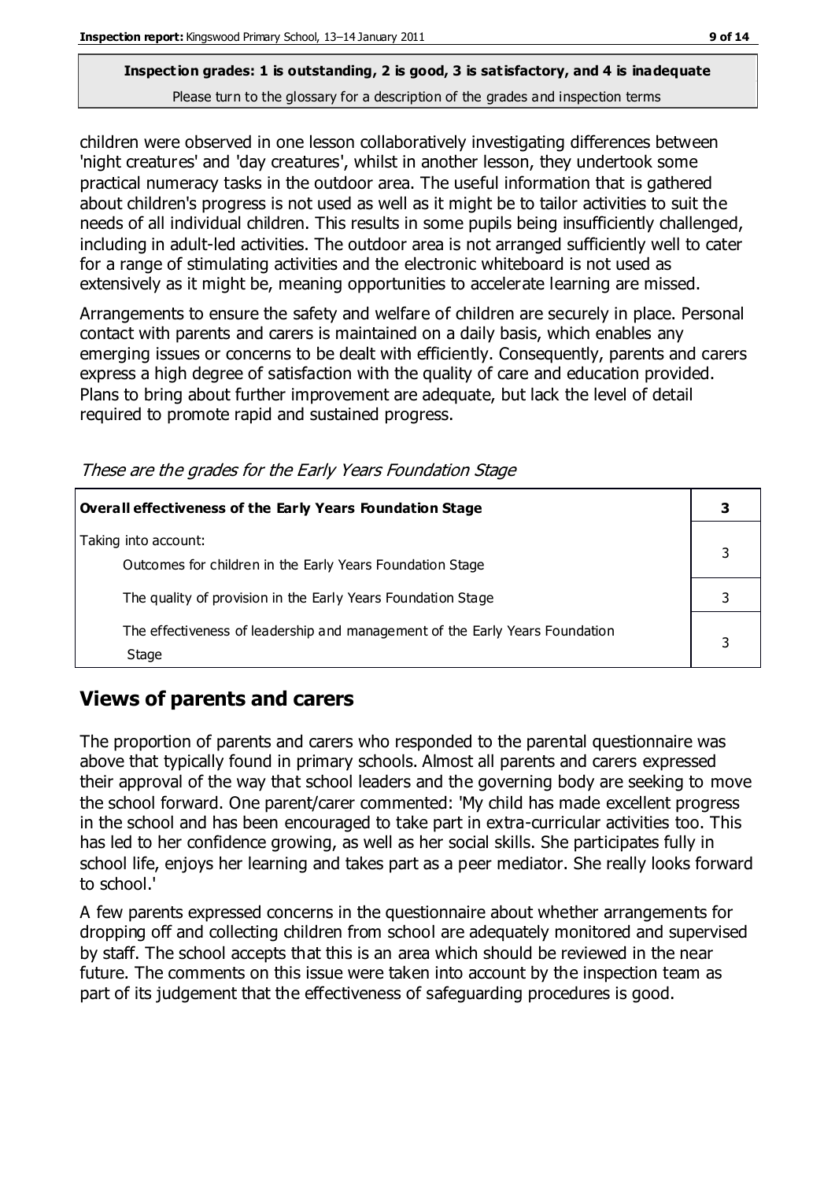children were observed in one lesson collaboratively investigating differences between 'night creatures' and 'day creatures', whilst in another lesson, they undertook some practical numeracy tasks in the outdoor area. The useful information that is gathered about children's progress is not used as well as it might be to tailor activities to suit the needs of all individual children. This results in some pupils being insufficiently challenged, including in adult-led activities. The outdoor area is not arranged sufficiently well to cater for a range of stimulating activities and the electronic whiteboard is not used as extensively as it might be, meaning opportunities to accelerate learning are missed.

Arrangements to ensure the safety and welfare of children are securely in place. Personal contact with parents and carers is maintained on a daily basis, which enables any emerging issues or concerns to be dealt with efficiently. Consequently, parents and carers express a high degree of satisfaction with the quality of care and education provided. Plans to bring about further improvement are adequate, but lack the level of detail required to promote rapid and sustained progress.

*These are the grades for the Early Years Foundation Stage*

| | |
|---|---|
| **Overall effectiveness of the Early Years Foundation Stage** | **3** |
| Taking into account:<br>Outcomes for children in the Early Years Foundation Stage | 3 |
| The quality of provision in the Early Years Foundation Stage | 3 |
| The effectiveness of leadership and management of the Early Years Foundation Stage | 3 |

## Views of parents and carers

The proportion of parents and carers who responded to the parental questionnaire was above that typically found in primary schools. Almost all parents and carers expressed their approval of the way that school leaders and the governing body are seeking to move the school forward. One parent/carer commented: 'My child has made excellent progress in the school and has been encouraged to take part in extra-curricular activities too. This has led to her confidence growing, as well as her social skills. She participates fully in school life, enjoys her learning and takes part as a peer mediator. She really looks forward to school.'

A few parents expressed concerns in the questionnaire about whether arrangements for dropping off and collecting children from school are adequately monitored and supervised by staff. The school accepts that this is an area which should be reviewed in the near future. The comments on this issue were taken into account by the inspection team as part of its judgement that the effectiveness of safeguarding procedures is good.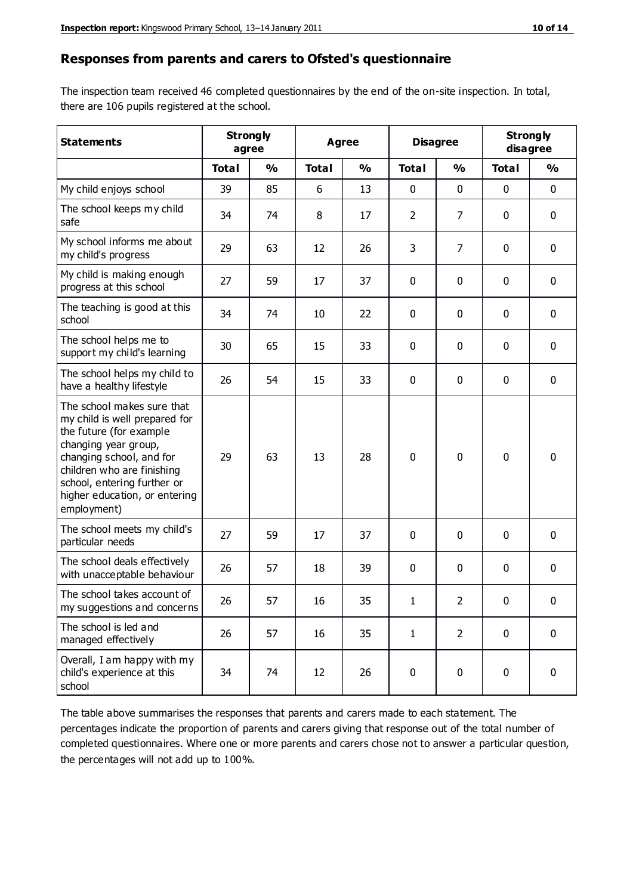## Responses from parents and carers to Ofsted's questionnaire

The inspection team received 46 completed questionnaires by the end of the on-site inspection. In total, there are 106 pupils registered at the school.

| Statements | Strongly agree | | Agree | | Disagree | | Strongly disagree | |
|---|---|---|---|---|---|---|---|---|
| | Total | % | Total | % | Total | % | Total | % |
| My child enjoys school | 39 | 85 | 6 | 13 | 0 | 0 | 0 | 0 |
| The school keeps my child safe | 34 | 74 | 8 | 17 | 2 | 7 | 0 | 0 |
| My school informs me about my child's progress | 29 | 63 | 12 | 26 | 3 | 7 | 0 | 0 |
| My child is making enough progress at this school | 27 | 59 | 17 | 37 | 0 | 0 | 0 | 0 |
| The teaching is good at this school | 34 | 74 | 10 | 22 | 0 | 0 | 0 | 0 |
| The school helps me to support my child's learning | 30 | 65 | 15 | 33 | 0 | 0 | 0 | 0 |
| The school helps my child to have a healthy lifestyle | 26 | 54 | 15 | 33 | 0 | 0 | 0 | 0 |
| The school makes sure that my child is well prepared for the future (for example changing year group, changing school, and for children who are finishing school, entering further or higher education, or entering employment) | 29 | 63 | 13 | 28 | 0 | 0 | 0 | 0 |
| The school meets my child's particular needs | 27 | 59 | 17 | 37 | 0 | 0 | 0 | 0 |
| The school deals effectively with unacceptable behaviour | 26 | 57 | 18 | 39 | 0 | 0 | 0 | 0 |
| The school takes account of my suggestions and concerns | 26 | 57 | 16 | 35 | 1 | 2 | 0 | 0 |
| The school is led and managed effectively | 26 | 57 | 16 | 35 | 1 | 2 | 0 | 0 |
| Overall, I am happy with my child's experience at this school | 34 | 74 | 12 | 26 | 0 | 0 | 0 | 0 |

The table above summarises the responses that parents and carers made to each statement. The percentages indicate the proportion of parents and carers giving that response out of the total number of completed questionnaires. Where one or more parents and carers chose not to answer a particular question, the percentages will not add up to 100%.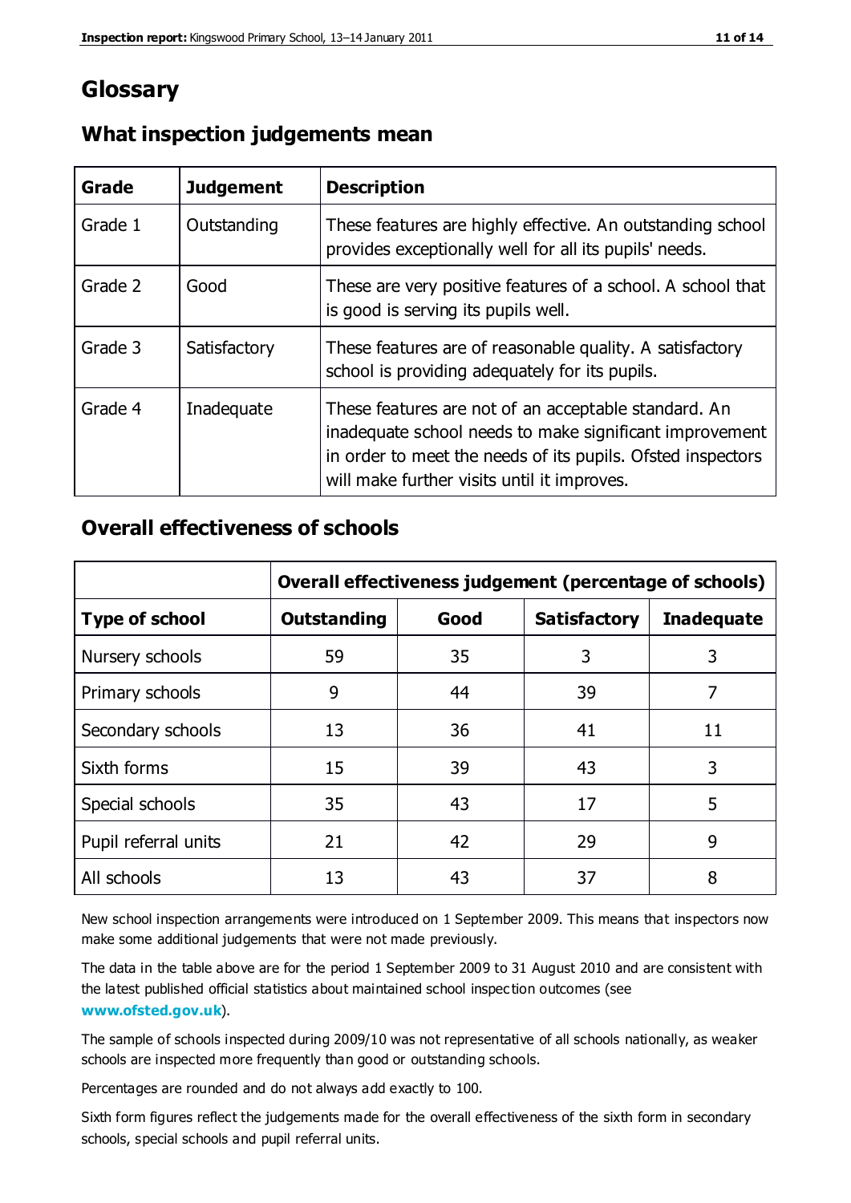# Glossary

## What inspection judgements mean

| Grade | Judgement | Description |
|---|---|---|
| Grade 1 | Outstanding | These features are highly effective. An outstanding school provides exceptionally well for all its pupils' needs. |
| Grade 2 | Good | These are very positive features of a school. A school that is good is serving its pupils well. |
| Grade 3 | Satisfactory | These features are of reasonable quality. A satisfactory school is providing adequately for its pupils. |
| Grade 4 | Inadequate | These features are not of an acceptable standard. An inadequate school needs to make significant improvement in order to meet the needs of its pupils. Ofsted inspectors will make further visits until it improves. |

## Overall effectiveness of schools

| | Overall effectiveness judgement (percentage of schools) | | | |
|---|---|---|---|---|
| **Type of school** | **Outstanding** | **Good** | **Satisfactory** | **Inadequate** |
| Nursery schools | 59 | 35 | 3 | 3 |
| Primary schools | 9 | 44 | 39 | 7 |
| Secondary schools | 13 | 36 | 41 | 11 |
| Sixth forms | 15 | 39 | 43 | 3 |
| Special schools | 35 | 43 | 17 | 5 |
| Pupil referral units | 21 | 42 | 29 | 9 |
| All schools | 13 | 43 | 37 | 8 |

New school inspection arrangements were introduced on 1 September 2009. This means that inspectors now make some additional judgements that were not made previously.

The data in the table above are for the period 1 September 2009 to 31 August 2010 and are consistent with the latest published official statistics about maintained school inspection outcomes (see **www.ofsted.gov.uk**).

The sample of schools inspected during 2009/10 was not representative of all schools nationally, as weaker schools are inspected more frequently than good or outstanding schools.

Percentages are rounded and do not always add exactly to 100.

Sixth form figures reflect the judgements made for the overall effectiveness of the sixth form in secondary schools, special schools and pupil referral units.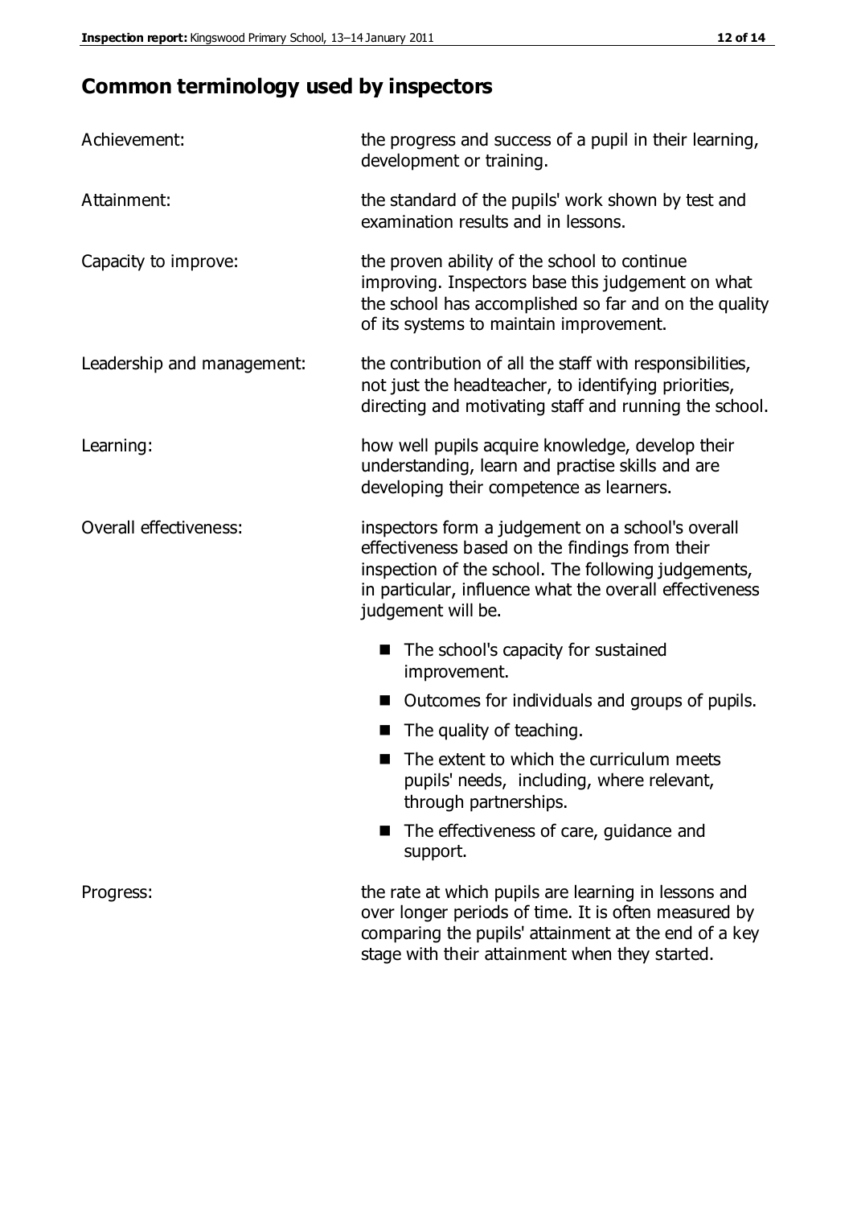## Common terminology used by inspectors

| | |
|---|---|
| Achievement: | the progress and success of a pupil in their learning, development or training. |
| Attainment: | the standard of the pupils' work shown by test and examination results and in lessons. |
| Capacity to improve: | the proven ability of the school to continue improving. Inspectors base this judgement on what the school has accomplished so far and on the quality of its systems to maintain improvement. |
| Leadership and management: | the contribution of all the staff with responsibilities, not just the headteacher, to identifying priorities, directing and motivating staff and running the school. |
| Learning: | how well pupils acquire knowledge, develop their understanding, learn and practise skills and are developing their competence as learners. |
| Overall effectiveness: | inspectors form a judgement on a school's overall effectiveness based on the findings from their inspection of the school. The following judgements, in particular, influence what the overall effectiveness judgement will be.<br>■ The school's capacity for sustained improvement.<br>■ Outcomes for individuals and groups of pupils.<br>■ The quality of teaching.<br>■ The extent to which the curriculum meets pupils' needs, including, where relevant, through partnerships.<br>■ The effectiveness of care, guidance and support. |
| Progress: | the rate at which pupils are learning in lessons and over longer periods of time. It is often measured by comparing the pupils' attainment at the end of a key stage with their attainment when they started. |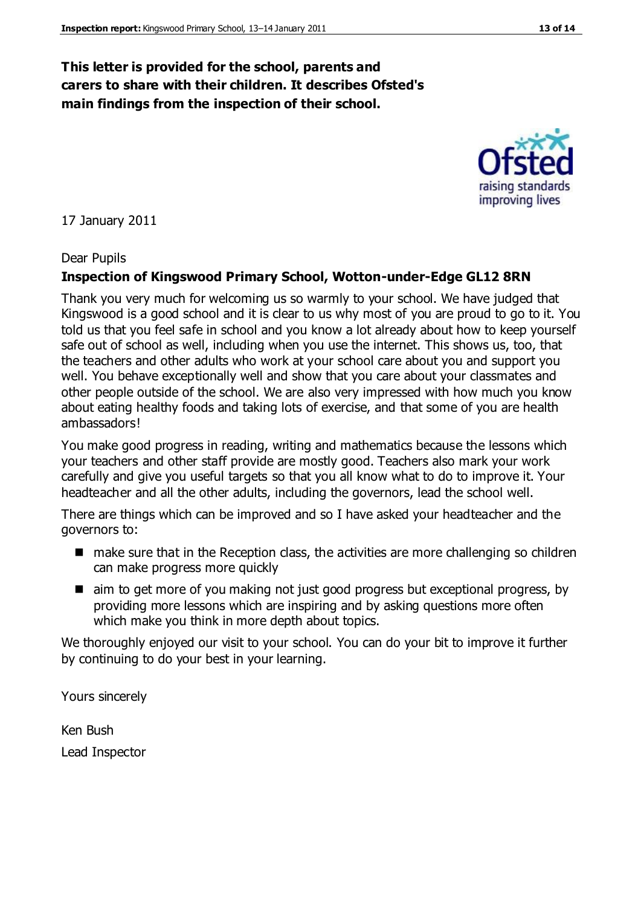**This letter is provided for the school, parents and carers to share with their children. It describes Ofsted's main findings from the inspection of their school.**

17 January 2011

Dear Pupils

**Inspection of Kingswood Primary School, Wotton-under-Edge GL12 8RN**

Thank you very much for welcoming us so warmly to your school. We have judged that Kingswood is a good school and it is clear to us why most of you are proud to go to it. You told us that you feel safe in school and you know a lot already about how to keep yourself safe out of school as well, including when you use the internet. This shows us, too, that the teachers and other adults who work at your school care about you and support you well. You behave exceptionally well and show that you care about your classmates and other people outside of the school. We are also very impressed with how much you know about eating healthy foods and taking lots of exercise, and that some of you are health ambassadors!

You make good progress in reading, writing and mathematics because the lessons which your teachers and other staff provide are mostly good. Teachers also mark your work carefully and give you useful targets so that you all know what to do to improve it. Your headteacher and all the other adults, including the governors, lead the school well.

There are things which can be improved and so I have asked your headteacher and the governors to:

- make sure that in the Reception class, the activities are more challenging so children can make progress more quickly
- aim to get more of you making not just good progress but exceptional progress, by providing more lessons which are inspiring and by asking questions more often which make you think in more depth about topics.

We thoroughly enjoyed our visit to your school. You can do your bit to improve it further by continuing to do your best in your learning.

Yours sincerely

Ken Bush

Lead Inspector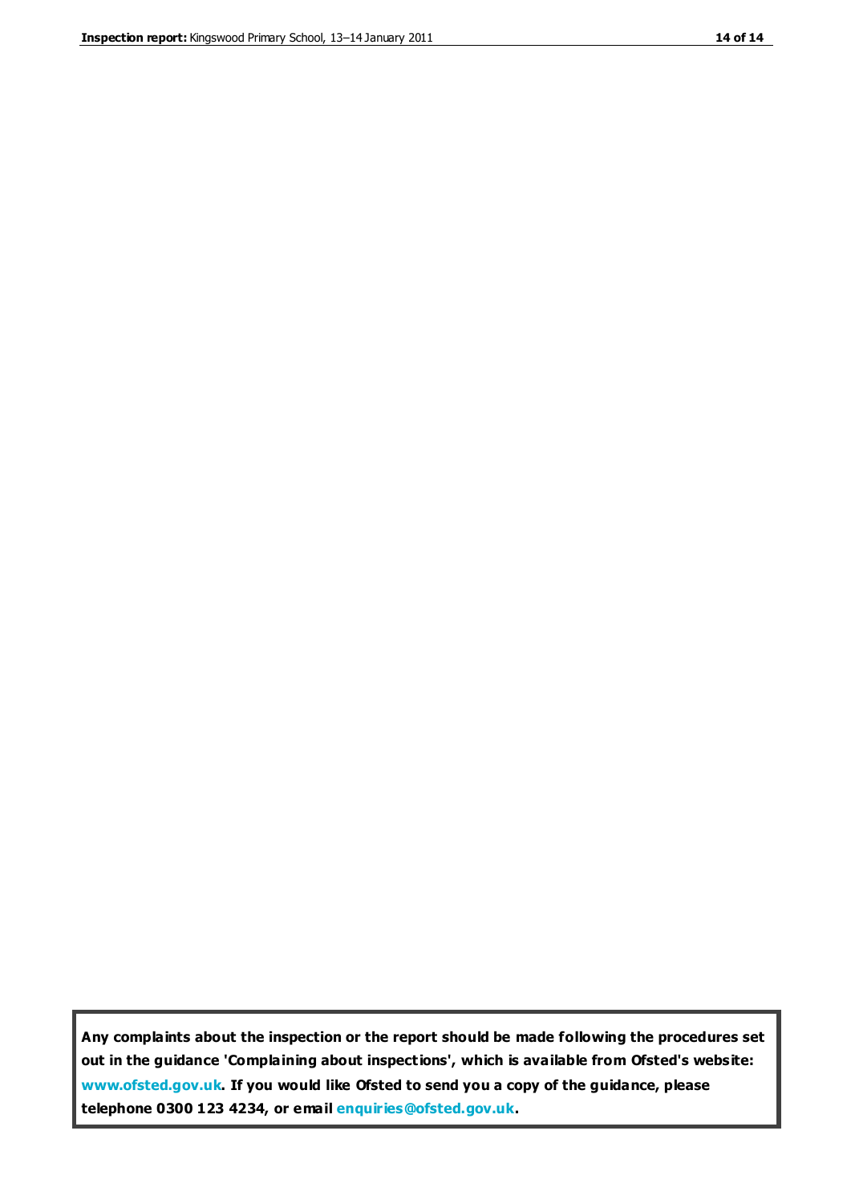**Any complaints about the inspection or the report should be made following the procedures set out in the guidance 'Complaining about inspections', which is available from Ofsted's website: www.ofsted.gov.uk. If you would like Ofsted to send you a copy of the guidance, please telephone 0300 123 4234, or email enquiries@ofsted.gov.uk.**